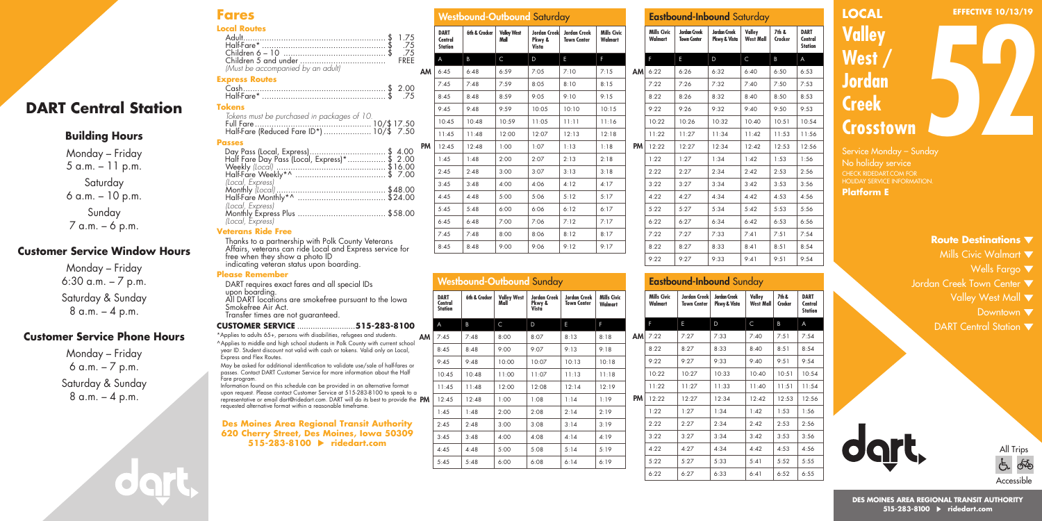# DART Central Station

## Building Hours

Monday – Friday
5 a.m. – 11 p.m.

Saturday
6 a.m. – 10 p.m.

Sunday
7 a.m. – 6 p.m.

## Customer Service Window Hours

Monday – Friday
6:30 a.m. – 7 p.m.

Saturday & Sunday
8 a.m. – 4 p.m.

## Customer Service Phone Hours

Monday – Friday
6 a.m. – 7 p.m.

Saturday & Sunday
8 a.m. – 4 p.m.

# Fares

### Local Routes

| | |
|---|---|
| Adult | $ 1.75 |
| Half-Fare* | $ .75 |
| Children 6 – 10 | $ .75 |
| Children 5 and under | FREE |

*(Must be accompanied by an adult)*

### Express Routes

| | |
|---|---|
| Cash | $ 2.00 |
| Half-Fare* | $ .75 |

### Tokens

*Tokens must be purchased in packages of 10*

| | |
|---|---|
| Full Fare | 10/$ 17.50 |
| Half-Fare (Reduced Fare ID*) | 10/$ 7.50 |

### Passes

| | |
|---|---|
| Day Pass (Local, Express) | $ 4.00 |
| Half Fare Day Pass (Local, Express)* | $ 2.00 |
| Weekly *(Local)* | $16.00 |
| Half-Fare Weekly*^ *(Local, Express)* | $ 7.00 |
| Monthly *(Local)* | $48.00 |
| Half-Fare Monthly*^ *(Local, Express)* | $24.00 |
| Monthly Express Plus *(Local, Express)* | $58.00 |

### Veterans Ride Free

Thanks to a partnership with Polk County Veterans Affairs, veterans can ride Local and Express service for free when they show a photo ID indicating veteran status upon boarding.

### Please Remember

DART requires exact fares and all special IDs upon boarding.
All DART locations are smokefree pursuant to the Iowa Smokefree Air Act.
Transfer times are not guaranteed.

**CUSTOMER SERVICE .......................... 515-283-8100**

*Applies to adults 65+, persons with disabilities, refugees and students.
^Applies to middle and high school students in Polk County with current school year ID. Student discount not valid with cash or tokens. Valid only on Local, Express and Flex Routes.
May be asked for additional identification to validate use/sale of half-fares or passes. Contact DART Customer Service for more information about the Half Fare program.
Information found on this schedule can be provided in an alternative format upon request. Please contact Customer Service at 515-283-8100 to speak to a representative or email dart@ridedart.com. DART will do its best to provide the requested alternative format within a reasonable timeframe.

**Des Moines Area Regional Transit Authority**
**620 Cherry Street, Des Moines, Iowa 50309**
**515-283-8100 ▶ ridedart.com**

## Westbound-Outbound Saturday

| | DART Central Station | 6th & Crocker | Valley West Mall | Jordan Creek Pkwy & Vista | Jordan Creek Town Center | Mills Civic Walmart |
|---|---|---|---|---|---|---|
| | A | B | C | D | E | F |
| AM | 6:45 | 6:48 | 6:59 | 7:05 | 7:10 | 7:15 |
| | 7:45 | 7:48 | 7:59 | 8:05 | 8:10 | 8:15 |
| | 8:45 | 8:48 | 8:59 | 9:05 | 9:10 | 9:15 |
| | 9:45 | 9:48 | 9:59 | 10:05 | 10:10 | 10:15 |
| | 10:45 | 10:48 | 10:59 | 11:05 | 11:11 | 11:16 |
| | 11:45 | 11:48 | 12:00 | 12:07 | 12:13 | 12:18 |
| PM | 12:45 | 12:48 | 1:00 | 1:07 | 1:13 | 1:18 |
| | 1:45 | 1:48 | 2:00 | 2:07 | 2:13 | 2:18 |
| | 2:45 | 2:48 | 3:00 | 3:07 | 3:13 | 3:18 |
| | 3:45 | 3:48 | 4:00 | 4:06 | 4:12 | 4:17 |
| | 4:45 | 4:48 | 5:00 | 5:06 | 5:12 | 5:17 |
| | 5:45 | 5:48 | 6:00 | 6:06 | 6:12 | 6:17 |
| | 6:45 | 6:48 | 7:00 | 7:06 | 7:12 | 7:17 |
| | 7:45 | 7:48 | 8:00 | 8:06 | 8:12 | 8:17 |
| | 8:45 | 8:48 | 9:00 | 9:06 | 9:12 | 9:17 |

## Westbound-Outbound Sunday

| | DART Central Station | 6th & Crocker | Valley West Mall | Jordan Creek Pkwy & Vista | Jordan Creek Town Center | Mills Civic Walmart |
|---|---|---|---|---|---|---|
| | A | B | C | D | E | F |
| AM | 7:45 | 7:48 | 8:00 | 8:07 | 8:13 | 8:18 |
| | 8:45 | 8:48 | 9:00 | 9:07 | 9:13 | 9:18 |
| | 9:45 | 9:48 | 10:00 | 10:07 | 10:13 | 10:18 |
| | 10:45 | 10:48 | 11:00 | 11:07 | 11:13 | 11:18 |
| | 11:45 | 11:48 | 12:00 | 12:08 | 12:14 | 12:19 |
| PM | 12:45 | 12:48 | 1:00 | 1:08 | 1:14 | 1:19 |
| | 1:45 | 1:48 | 2:00 | 2:08 | 2:14 | 2:19 |
| | 2:45 | 2:48 | 3:00 | 3:08 | 3:14 | 3:19 |
| | 3:45 | 3:48 | 4:00 | 4:08 | 4:14 | 4:19 |
| | 4:45 | 4:48 | 5:00 | 5:08 | 5:14 | 5:19 |
| | 5:45 | 5:48 | 6:00 | 6:08 | 6:14 | 6:19 |

## Eastbound-Inbound Saturday

| | Mills Civic Walmart | Jordan Creek Town Center | Jordan Creek Pkwy & Vista | Valley West Mall | 7th & Crocker | DART Central Station |
|---|---|---|---|---|---|---|
| | F | E | D | C | B | A |
| AM | 6:22 | 6:26 | 6:32 | 6:40 | 6:50 | 6:53 |
| | 7:22 | 7:26 | 7:32 | 7:40 | 7:50 | 7:53 |
| | 8:22 | 8:26 | 8:32 | 8:40 | 8:50 | 8:53 |
| | 9:22 | 9:26 | 9:32 | 9:40 | 9:50 | 9:53 |
| | 10:22 | 10:26 | 10:32 | 10:40 | 10:51 | 10:54 |
| | 11:22 | 11:27 | 11:34 | 11:42 | 11:53 | 11:56 |
| PM | 12:22 | 12:27 | 12:34 | 12:42 | 12:53 | 12:56 |
| | 1:22 | 1:27 | 1:34 | 1:42 | 1:53 | 1:56 |
| | 2:22 | 2:27 | 2:34 | 2:42 | 2:53 | 2:56 |
| | 3:22 | 3:27 | 3:34 | 3:42 | 3:53 | 3:56 |
| | 4:22 | 4:27 | 4:34 | 4:42 | 4:53 | 4:56 |
| | 5:22 | 5:27 | 5:34 | 5:42 | 5:53 | 5:56 |
| | 6:22 | 6:27 | 6:34 | 6:42 | 6:53 | 6:56 |
| | 7:22 | 7:27 | 7:33 | 7:41 | 7:51 | 7:54 |
| | 8:22 | 8:27 | 8:33 | 8:41 | 8:51 | 8:54 |
| | 9:22 | 9:27 | 9:33 | 9:41 | 9:51 | 9:54 |

## Eastbound-Inbound Sunday

| | Mills Civic Walmart | Jordan Creek Town Center | Jordan Creek Pkwy & Vista | Valley West Mall | 7th & Crocker | DART Central Station |
|---|---|---|---|---|---|---|
| | F | E | D | C | B | A |
| AM | 7:22 | 7:27 | 7:33 | 7:40 | 7:51 | 7:54 |
| | 8:22 | 8:27 | 8:33 | 8:40 | 8:51 | 8:54 |
| | 9:22 | 9:27 | 9:33 | 9:40 | 9:51 | 9:54 |
| | 10:22 | 10:27 | 10:33 | 10:40 | 10:51 | 10:54 |
| | 11:22 | 11:27 | 11:33 | 11:40 | 11:51 | 11:54 |
| PM | 12:22 | 12:27 | 12:34 | 12:42 | 12:53 | 12:56 |
| | 1:22 | 1:27 | 1:34 | 1:42 | 1:53 | 1:56 |
| | 2:22 | 2:27 | 2:34 | 2:42 | 2:53 | 2:56 |
| | 3:22 | 3:27 | 3:34 | 3:42 | 3:53 | 3:56 |
| | 4:22 | 4:27 | 4:34 | 4:42 | 4:53 | 4:56 |
| | 5:22 | 5:27 | 5:33 | 5:41 | 5:52 | 5:55 |
| | 6:22 | 6:27 | 6:33 | 6:41 | 6:52 | 6:55 |

**EFFECTIVE 10/13/19**

# LOCAL 52 Valley West / Jordan Creek Crosstown

Service Monday – Sunday
No holiday service
CHECK RIDEDART.COM FOR HOLIDAY SERVICE INFORMATION.

**Platform E**

### Route Destinations ▼

- Mills Civic Walmart ▼
- Wells Fargo ▼
- Jordan Creek Town Center ▼
- Valley West Mall ▼
- Downtown ▼
- DART Central Station ▼

All Trips Accessible

**DES MOINES AREA REGIONAL TRANSIT AUTHORITY**
**515-283-8100 ▶ ridedart.com**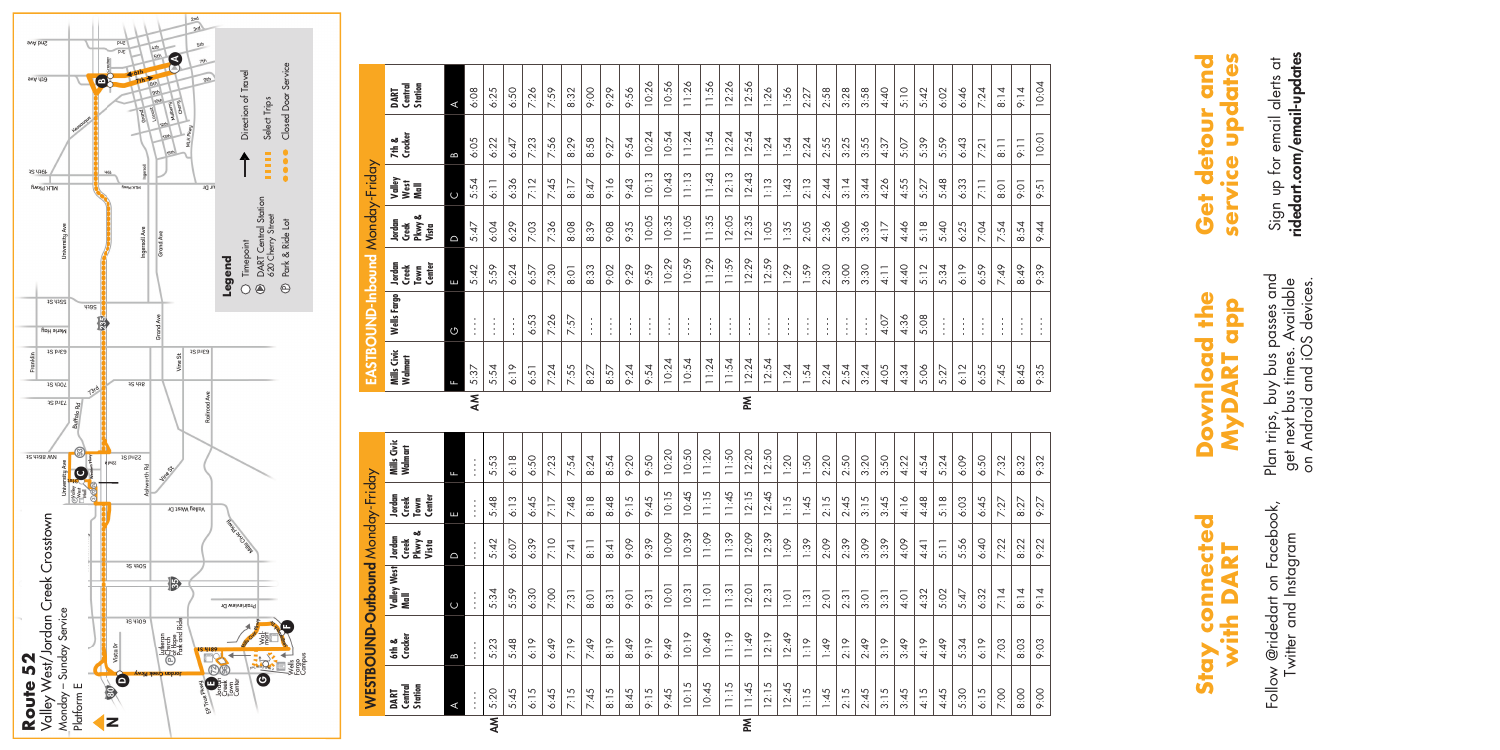# Route 52

Valley West/Jordan Creek Crosstown

Monday – Sunday Service

Platform E

**Legend**

- Timepoint
- DART Central Station 620 Cherry Street
- Park & Ride Lot
- Direction of Travel
- Select Trips
- Closed Door Service

## WESTBOUND-Outbound Monday-Friday

| | A | B | C | D | E | F |
|---|---|---|---|---|---|---|
| | DART Central Station | 6th & Crocker | Valley West Mall | Jordan Creek Pkwy & Vista | Jordan Creek Town Center | Mills Civic Walmart |
| | ...... | ...... | ...... | ...... | ...... | ...... |
| AM | 5:20 | 5:23 | 5:34 | 5:42 | 5:48 | 5:53 |
| | 5:45 | 5:48 | 5:59 | 6:07 | 6:13 | 6:18 |
| | 6:15 | 6:19 | 6:30 | 6:39 | 6:45 | 6:50 |
| | 6:45 | 6:49 | 7:00 | 7:10 | 7:17 | 7:23 |
| | 7:15 | 7:19 | 7:31 | 7:41 | 7:48 | 7:54 |
| | 7:45 | 7:49 | 8:01 | 8:11 | 8:18 | 8:24 |
| | 8:15 | 8:19 | 8:31 | 8:41 | 8:48 | 8:54 |
| | 8:45 | 8:49 | 9:01 | 9:09 | 9:15 | 9:20 |
| | 9:15 | 9:19 | 9:31 | 9:39 | 9:45 | 9:50 |
| | 9:45 | 9:49 | 10:01 | 10:09 | 10:15 | 10:20 |
| | 10:15 | 10:19 | 10:31 | 10:39 | 10:45 | 10:50 |
| | 10:45 | 10:49 | 11:01 | 11:09 | 11:15 | 11:20 |
| | 11:15 | 11:19 | 11:31 | 11:39 | 11:45 | 11:50 |
| PM | 11:45 | 11:49 | 12:01 | 12:09 | 12:15 | 12:20 |
| | 12:15 | 12:19 | 12:31 | 12:39 | 12:45 | 12:50 |
| | 12:45 | 12:49 | 1:01 | 1:09 | 1:15 | 1:20 |
| | 1:15 | 1:19 | 1:31 | 1:39 | 1:45 | 1:50 |
| | 1:45 | 1:49 | 2:01 | 2:09 | 2:15 | 2:20 |
| | 2:15 | 2:19 | 2:31 | 2:39 | 2:45 | 2:50 |
| | 2:45 | 2:49 | 3:01 | 3:09 | 3:15 | 3:20 |
| | 3:15 | 3:19 | 3:31 | 3:39 | 3:45 | 3:50 |
| | 3:45 | 3:49 | 4:01 | 4:09 | 4:16 | 4:22 |
| | 4:15 | 4:19 | 4:32 | 4:41 | 4:48 | 4:54 |
| | 4:45 | 4:49 | 5:02 | 5:11 | 5:18 | 5:24 |
| | 5:30 | 5:34 | 5:47 | 5:56 | 6:03 | 6:09 |
| | 6:15 | 6:19 | 6:32 | 6:40 | 6:45 | 6:50 |
| | 7:00 | 7:03 | 7:14 | 7:22 | 7:27 | 7:32 |
| | 8:00 | 8:03 | 8:14 | 8:22 | 8:27 | 8:32 |
| | 9:00 | 9:03 | 9:14 | 9:22 | 9:27 | 9:32 |

## EASTBOUND-Inbound Monday-Friday

| | F | G | E | D | C | B | A |
|---|---|---|---|---|---|---|---|
| | Mills Civic Walmart | Wells Fargo | Jordan Creek Town Center | Jordan Creek Pkwy & Vista | Valley West Mall | 7th & Crocker | DART Central Station |
| AM | 5:37 | ...... | 5:42 | 5:47 | 5:54 | 6:05 | 6:08 |
| | 5:54 | ...... | 5:59 | 6:04 | 6:11 | 6:22 | 6:25 |
| | 6:19 | ...... | 6:24 | 6:29 | 6:36 | 6:47 | 6:50 |
| | 6:51 | 6:53 | 6:57 | 7:03 | 7:12 | 7:23 | 7:26 |
| | 7:24 | 7:26 | 7:30 | 7:36 | 7:45 | 7:56 | 7:59 |
| | 7:55 | 7:57 | 8:01 | 8:08 | 8:17 | 8:29 | 8:32 |
| | 8:27 | ...... | 8:33 | 8:39 | 8:47 | 8:58 | 9:00 |
| | 8:57 | ...... | 9:02 | 9:08 | 9:16 | 9:27 | 9:29 |
| | 9:24 | ...... | 9:29 | 9:35 | 9:43 | 9:54 | 9:56 |
| | 9:54 | ...... | 9:59 | 10:05 | 10:13 | 10:24 | 10:26 |
| | 10:24 | ...... | 10:29 | 10:35 | 10:43 | 10:54 | 10:56 |
| | 10:54 | ...... | 10:59 | 11:05 | 11:13 | 11:24 | 11:26 |
| | 11:24 | ...... | 11:29 | 11:35 | 11:43 | 11:54 | 11:56 |
| | 11:54 | ...... | 11:59 | 12:05 | 12:13 | 12:24 | 12:26 |
| PM | 12:24 | ...... | 12:29 | 12:35 | 12:43 | 12:54 | 12:56 |
| | 12:54 | ...... | 12:59 | 1:05 | 1:13 | 1:24 | 1:26 |
| | 1:24 | ...... | 1:29 | 1:35 | 1:43 | 1:54 | 1:56 |
| | 1:54 | ...... | 1:59 | 2:05 | 2:13 | 2:24 | 2:27 |
| | 2:24 | ...... | 2:30 | 2:36 | 2:44 | 2:55 | 2:58 |
| | 2:54 | ...... | 3:00 | 3:06 | 3:14 | 3:25 | 3:28 |
| | 3:24 | ...... | 3:30 | 3:36 | 3:44 | 3:55 | 3:58 |
| | 4:05 | 4:07 | 4:11 | 4:17 | 4:26 | 4:37 | 4:40 |
| | 4:34 | 4:36 | 4:40 | 4:46 | 4:55 | 5:07 | 5:10 |
| | 5:06 | 5:08 | 5:12 | 5:18 | 5:27 | 5:39 | 5:42 |
| | 5:27 | ...... | 5:34 | 5:40 | 5:48 | 5:59 | 6:02 |
| | 6:12 | ...... | 6:19 | 6:25 | 6:33 | 6:43 | 6:46 |
| | 6:55 | ...... | 6:59 | 7:04 | 7:11 | 7:21 | 7:24 |
| | 7:45 | ...... | 7:49 | 7:54 | 8:01 | 8:11 | 8:14 |
| | 8:45 | ...... | 8:49 | 8:54 | 9:01 | 9:11 | 9:14 |
| | 9:35 | ...... | 9:39 | 9:44 | 9:51 | 10:01 | 10:04 |

## Stay connected with DART

Follow @ridedart on Facebook, Twitter and Instagram

## Download the MyDART app

Plan trips, buy bus passes and get next bus times. Available on Android and iOS devices.

## Get detour and service updates

Sign up for email alerts at **ridedart.com/email-updates**